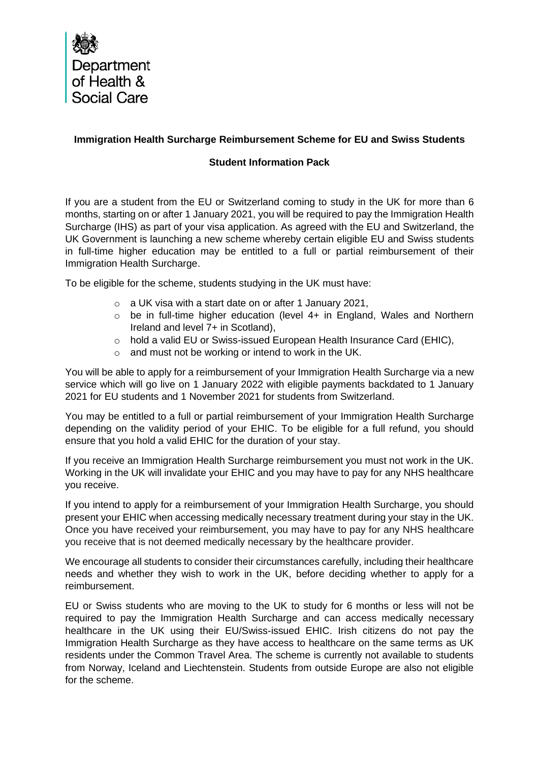Department of Health & Social Care

**Immigration Health Surcharge Reimbursement Scheme for EU and Swiss Students**

**Student Information Pack**

If you are a student from the EU or Switzerland coming to study in the UK for more than 6 months, starting on or after 1 January 2021, you will be required to pay the Immigration Health Surcharge (IHS) as part of your visa application. As agreed with the EU and Switzerland, the UK Government is launching a new scheme whereby certain eligible EU and Swiss students in full-time higher education may be entitled to a full or partial reimbursement of their Immigration Health Surcharge.

To be eligible for the scheme, students studying in the UK must have:

- a UK visa with a start date on or after 1 January 2021,
- be in full-time higher education (level 4+ in England, Wales and Northern Ireland and level 7+ in Scotland),
- hold a valid EU or Swiss-issued European Health Insurance Card (EHIC),
- and must not be working or intend to work in the UK.

You will be able to apply for a reimbursement of your Immigration Health Surcharge via a new service which will go live on 1 January 2022 with eligible payments backdated to 1 January 2021 for EU students and 1 November 2021 for students from Switzerland.

You may be entitled to a full or partial reimbursement of your Immigration Health Surcharge depending on the validity period of your EHIC. To be eligible for a full refund, you should ensure that you hold a valid EHIC for the duration of your stay.

If you receive an Immigration Health Surcharge reimbursement you must not work in the UK. Working in the UK will invalidate your EHIC and you may have to pay for any NHS healthcare you receive.

If you intend to apply for a reimbursement of your Immigration Health Surcharge, you should present your EHIC when accessing medically necessary treatment during your stay in the UK. Once you have received your reimbursement, you may have to pay for any NHS healthcare you receive that is not deemed medically necessary by the healthcare provider.

We encourage all students to consider their circumstances carefully, including their healthcare needs and whether they wish to work in the UK, before deciding whether to apply for a reimbursement.

EU or Swiss students who are moving to the UK to study for 6 months or less will not be required to pay the Immigration Health Surcharge and can access medically necessary healthcare in the UK using their EU/Swiss-issued EHIC. Irish citizens do not pay the Immigration Health Surcharge as they have access to healthcare on the same terms as UK residents under the Common Travel Area. The scheme is currently not available to students from Norway, Iceland and Liechtenstein. Students from outside Europe are also not eligible for the scheme.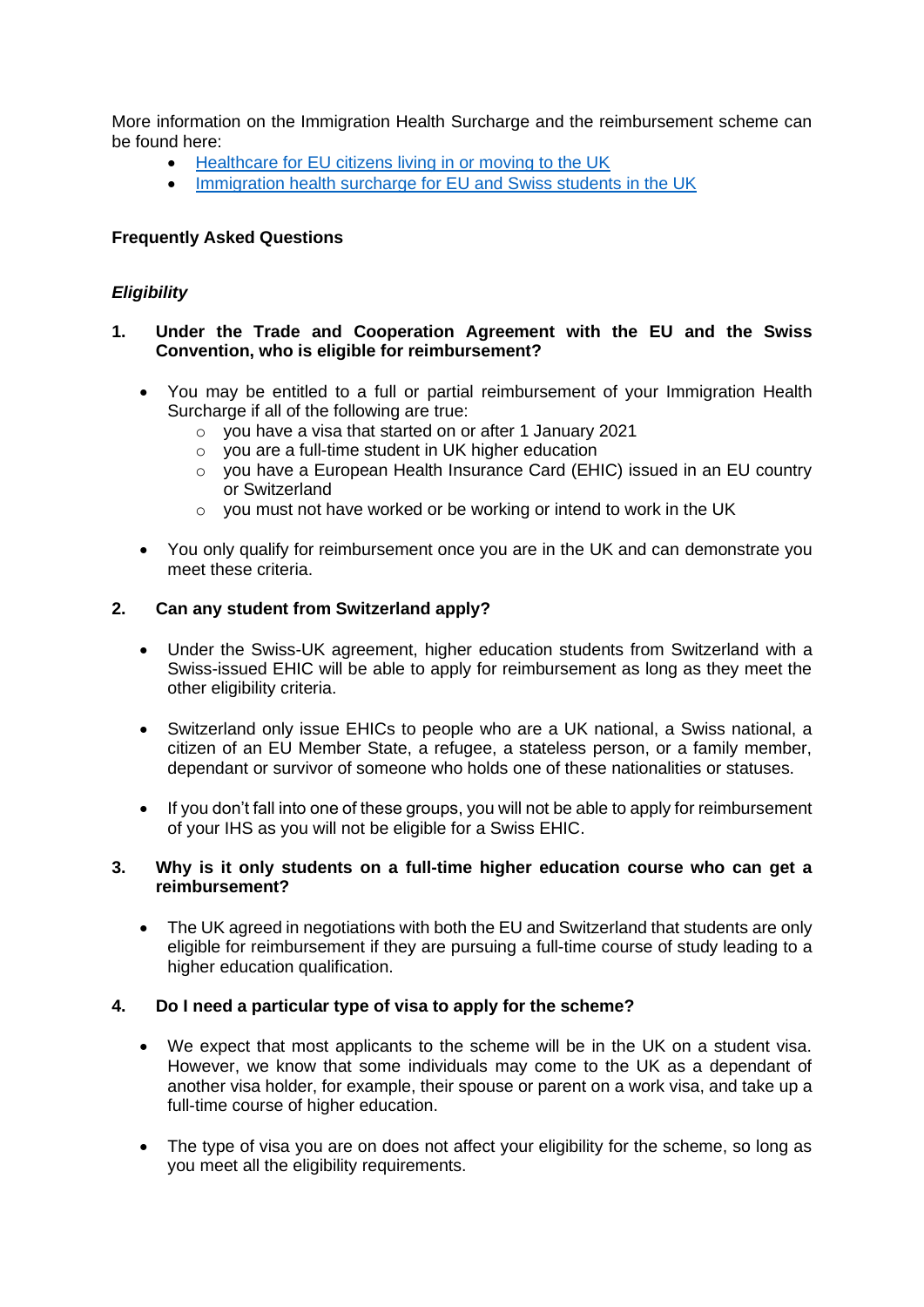More information on the Immigration Health Surcharge and the reimbursement scheme can be found here:

- Healthcare for EU citizens living in or moving to the UK
- Immigration health surcharge for EU and Swiss students in the UK

**Frequently Asked Questions**

***Eligibility***

**1. Under the Trade and Cooperation Agreement with the EU and the Swiss Convention, who is eligible for reimbursement?**

- You may be entitled to a full or partial reimbursement of your Immigration Health Surcharge if all of the following are true:
  - you have a visa that started on or after 1 January 2021
  - you are a full-time student in UK higher education
  - you have a European Health Insurance Card (EHIC) issued in an EU country or Switzerland
  - you must not have worked or be working or intend to work in the UK
- You only qualify for reimbursement once you are in the UK and can demonstrate you meet these criteria.

**2. Can any student from Switzerland apply?**

- Under the Swiss-UK agreement, higher education students from Switzerland with a Swiss-issued EHIC will be able to apply for reimbursement as long as they meet the other eligibility criteria.
- Switzerland only issue EHICs to people who are a UK national, a Swiss national, a citizen of an EU Member State, a refugee, a stateless person, or a family member, dependant or survivor of someone who holds one of these nationalities or statuses.
- If you don't fall into one of these groups, you will not be able to apply for reimbursement of your IHS as you will not be eligible for a Swiss EHIC.

**3. Why is it only students on a full-time higher education course who can get a reimbursement?**

- The UK agreed in negotiations with both the EU and Switzerland that students are only eligible for reimbursement if they are pursuing a full-time course of study leading to a higher education qualification.

**4. Do I need a particular type of visa to apply for the scheme?**

- We expect that most applicants to the scheme will be in the UK on a student visa. However, we know that some individuals may come to the UK as a dependant of another visa holder, for example, their spouse or parent on a work visa, and take up a full-time course of higher education.
- The type of visa you are on does not affect your eligibility for the scheme, so long as you meet all the eligibility requirements.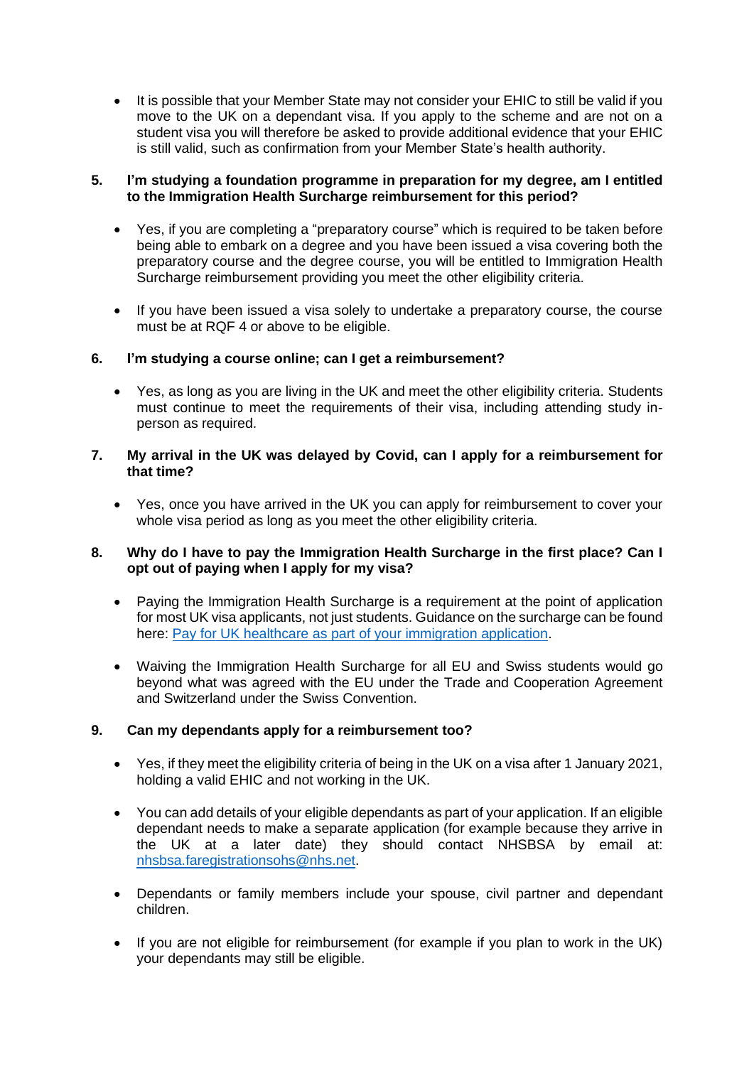- It is possible that your Member State may not consider your EHIC to still be valid if you move to the UK on a dependant visa. If you apply to the scheme and are not on a student visa you will therefore be asked to provide additional evidence that your EHIC is still valid, such as confirmation from your Member State's health authority.

**5. I'm studying a foundation programme in preparation for my degree, am I entitled to the Immigration Health Surcharge reimbursement for this period?**

- Yes, if you are completing a "preparatory course" which is required to be taken before being able to embark on a degree and you have been issued a visa covering both the preparatory course and the degree course, you will be entitled to Immigration Health Surcharge reimbursement providing you meet the other eligibility criteria.
- If you have been issued a visa solely to undertake a preparatory course, the course must be at RQF 4 or above to be eligible.

**6. I'm studying a course online; can I get a reimbursement?**

- Yes, as long as you are living in the UK and meet the other eligibility criteria. Students must continue to meet the requirements of their visa, including attending study in-person as required.

**7. My arrival in the UK was delayed by Covid, can I apply for a reimbursement for that time?**

- Yes, once you have arrived in the UK you can apply for reimbursement to cover your whole visa period as long as you meet the other eligibility criteria.

**8. Why do I have to pay the Immigration Health Surcharge in the first place? Can I opt out of paying when I apply for my visa?**

- Paying the Immigration Health Surcharge is a requirement at the point of application for most UK visa applicants, not just students. Guidance on the surcharge can be found here: [Pay for UK healthcare as part of your immigration application](#).
- Waiving the Immigration Health Surcharge for all EU and Swiss students would go beyond what was agreed with the EU under the Trade and Cooperation Agreement and Switzerland under the Swiss Convention.

**9. Can my dependants apply for a reimbursement too?**

- Yes, if they meet the eligibility criteria of being in the UK on a visa after 1 January 2021, holding a valid EHIC and not working in the UK.
- You can add details of your eligible dependants as part of your application. If an eligible dependant needs to make a separate application (for example because they arrive in the UK at a later date) they should contact NHSBSA by email at: nhsbsa.faregistrationsohs@nhs.net.
- Dependants or family members include your spouse, civil partner and dependant children.
- If you are not eligible for reimbursement (for example if you plan to work in the UK) your dependants may still be eligible.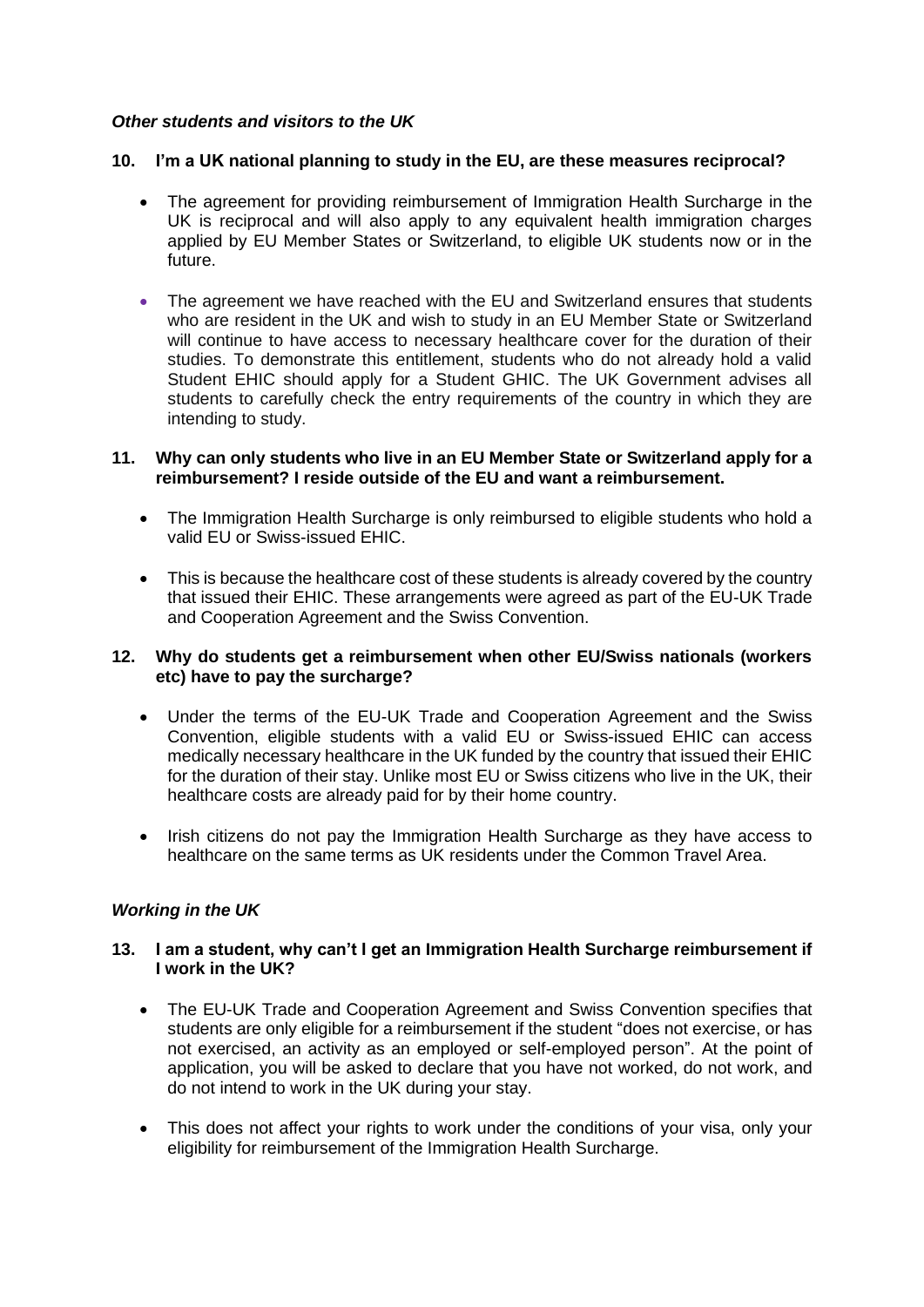### *Other students and visitors to the UK*

**10. I'm a UK national planning to study in the EU, are these measures reciprocal?**

- The agreement for providing reimbursement of Immigration Health Surcharge in the UK is reciprocal and will also apply to any equivalent health immigration charges applied by EU Member States or Switzerland, to eligible UK students now or in the future.
- The agreement we have reached with the EU and Switzerland ensures that students who are resident in the UK and wish to study in an EU Member State or Switzerland will continue to have access to necessary healthcare cover for the duration of their studies. To demonstrate this entitlement, students who do not already hold a valid Student EHIC should apply for a Student GHIC. The UK Government advises all students to carefully check the entry requirements of the country in which they are intending to study.

**11. Why can only students who live in an EU Member State or Switzerland apply for a reimbursement? I reside outside of the EU and want a reimbursement.**

- The Immigration Health Surcharge is only reimbursed to eligible students who hold a valid EU or Swiss-issued EHIC.
- This is because the healthcare cost of these students is already covered by the country that issued their EHIC. These arrangements were agreed as part of the EU-UK Trade and Cooperation Agreement and the Swiss Convention.

**12. Why do students get a reimbursement when other EU/Swiss nationals (workers etc) have to pay the surcharge?**

- Under the terms of the EU-UK Trade and Cooperation Agreement and the Swiss Convention, eligible students with a valid EU or Swiss-issued EHIC can access medically necessary healthcare in the UK funded by the country that issued their EHIC for the duration of their stay. Unlike most EU or Swiss citizens who live in the UK, their healthcare costs are already paid for by their home country.
- Irish citizens do not pay the Immigration Health Surcharge as they have access to healthcare on the same terms as UK residents under the Common Travel Area.

### *Working in the UK*

**13. I am a student, why can't I get an Immigration Health Surcharge reimbursement if I work in the UK?**

- The EU-UK Trade and Cooperation Agreement and Swiss Convention specifies that students are only eligible for a reimbursement if the student "does not exercise, or has not exercised, an activity as an employed or self-employed person". At the point of application, you will be asked to declare that you have not worked, do not work, and do not intend to work in the UK during your stay.
- This does not affect your rights to work under the conditions of your visa, only your eligibility for reimbursement of the Immigration Health Surcharge.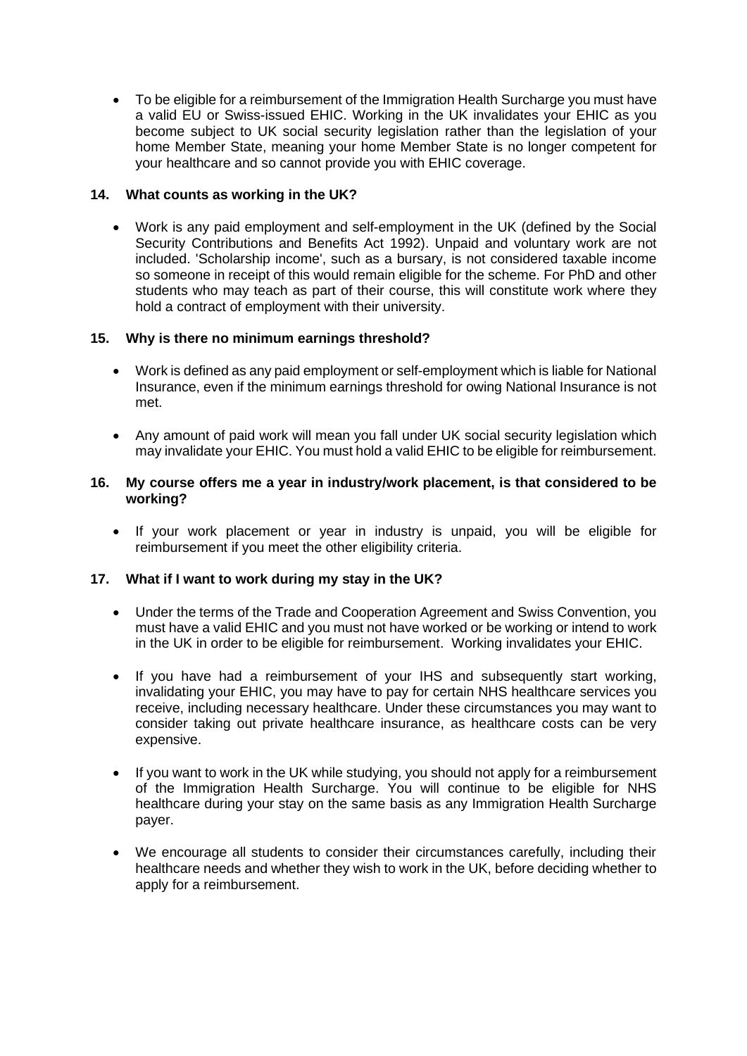- To be eligible for a reimbursement of the Immigration Health Surcharge you must have a valid EU or Swiss-issued EHIC. Working in the UK invalidates your EHIC as you become subject to UK social security legislation rather than the legislation of your home Member State, meaning your home Member State is no longer competent for your healthcare and so cannot provide you with EHIC coverage.

### 14. What counts as working in the UK?

- Work is any paid employment and self-employment in the UK (defined by the Social Security Contributions and Benefits Act 1992). Unpaid and voluntary work are not included. 'Scholarship income', such as a bursary, is not considered taxable income so someone in receipt of this would remain eligible for the scheme. For PhD and other students who may teach as part of their course, this will constitute work where they hold a contract of employment with their university.

### 15. Why is there no minimum earnings threshold?

- Work is defined as any paid employment or self-employment which is liable for National Insurance, even if the minimum earnings threshold for owing National Insurance is not met.
- Any amount of paid work will mean you fall under UK social security legislation which may invalidate your EHIC. You must hold a valid EHIC to be eligible for reimbursement.

### 16. My course offers me a year in industry/work placement, is that considered to be working?

- If your work placement or year in industry is unpaid, you will be eligible for reimbursement if you meet the other eligibility criteria.

### 17. What if I want to work during my stay in the UK?

- Under the terms of the Trade and Cooperation Agreement and Swiss Convention, you must have a valid EHIC and you must not have worked or be working or intend to work in the UK in order to be eligible for reimbursement. Working invalidates your EHIC.
- If you have had a reimbursement of your IHS and subsequently start working, invalidating your EHIC, you may have to pay for certain NHS healthcare services you receive, including necessary healthcare. Under these circumstances you may want to consider taking out private healthcare insurance, as healthcare costs can be very expensive.
- If you want to work in the UK while studying, you should not apply for a reimbursement of the Immigration Health Surcharge. You will continue to be eligible for NHS healthcare during your stay on the same basis as any Immigration Health Surcharge payer.
- We encourage all students to consider their circumstances carefully, including their healthcare needs and whether they wish to work in the UK, before deciding whether to apply for a reimbursement.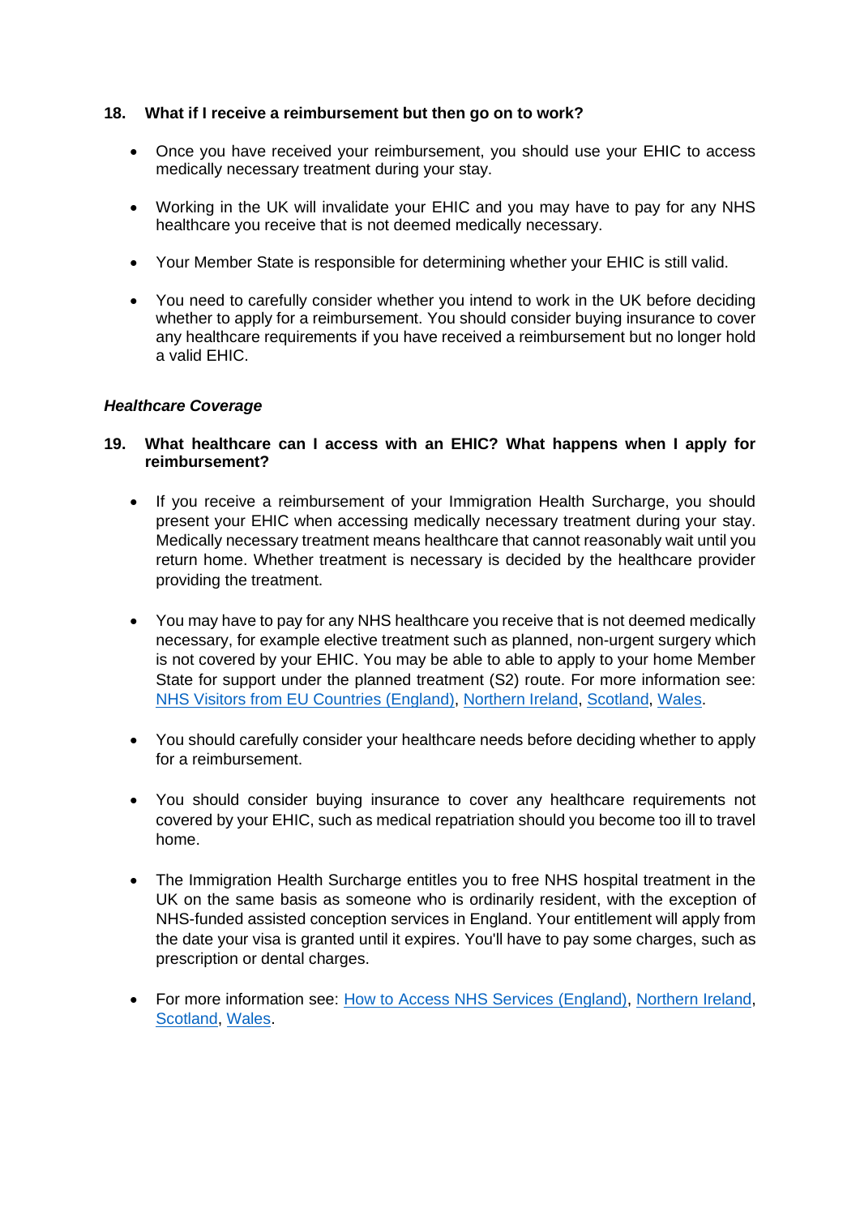**18. What if I receive a reimbursement but then go on to work?**

- Once you have received your reimbursement, you should use your EHIC to access medically necessary treatment during your stay.

- Working in the UK will invalidate your EHIC and you may have to pay for any NHS healthcare you receive that is not deemed medically necessary.

- Your Member State is responsible for determining whether your EHIC is still valid.

- You need to carefully consider whether you intend to work in the UK before deciding whether to apply for a reimbursement. You should consider buying insurance to cover any healthcare requirements if you have received a reimbursement but no longer hold a valid EHIC.

***Healthcare Coverage***

**19. What healthcare can I access with an EHIC? What happens when I apply for reimbursement?**

- If you receive a reimbursement of your Immigration Health Surcharge, you should present your EHIC when accessing medically necessary treatment during your stay. Medically necessary treatment means healthcare that cannot reasonably wait until you return home. Whether treatment is necessary is decided by the healthcare provider providing the treatment.

- You may have to pay for any NHS healthcare you receive that is not deemed medically necessary, for example elective treatment such as planned, non-urgent surgery which is not covered by your EHIC. You may be able to able to apply to your home Member State for support under the planned treatment (S2) route. For more information see: [NHS Visitors from EU Countries (England)](), [Northern Ireland](), [Scotland](), [Wales]().

- You should carefully consider your healthcare needs before deciding whether to apply for a reimbursement.

- You should consider buying insurance to cover any healthcare requirements not covered by your EHIC, such as medical repatriation should you become too ill to travel home.

- The Immigration Health Surcharge entitles you to free NHS hospital treatment in the UK on the same basis as someone who is ordinarily resident, with the exception of NHS-funded assisted conception services in England. Your entitlement will apply from the date your visa is granted until it expires. You'll have to pay some charges, such as prescription or dental charges.

- For more information see: [How to Access NHS Services (England)](), [Northern Ireland](), [Scotland](), [Wales]().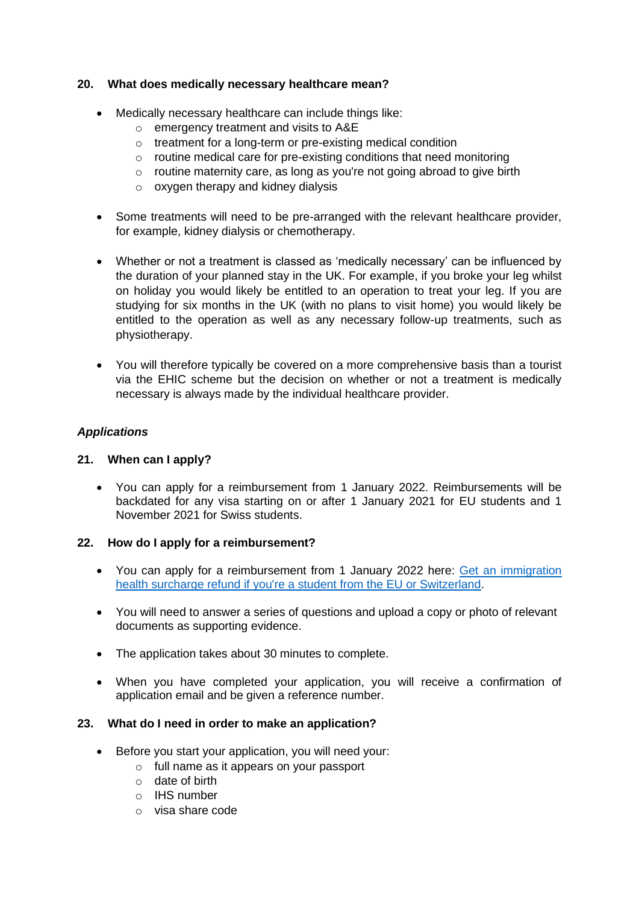### 20. What does medically necessary healthcare mean?

- Medically necessary healthcare can include things like:
  - emergency treatment and visits to A&E
  - treatment for a long-term or pre-existing medical condition
  - routine medical care for pre-existing conditions that need monitoring
  - routine maternity care, as long as you're not going abroad to give birth
  - oxygen therapy and kidney dialysis

- Some treatments will need to be pre-arranged with the relevant healthcare provider, for example, kidney dialysis or chemotherapy.

- Whether or not a treatment is classed as 'medically necessary' can be influenced by the duration of your planned stay in the UK. For example, if you broke your leg whilst on holiday you would likely be entitled to an operation to treat your leg. If you are studying for six months in the UK (with no plans to visit home) you would likely be entitled to the operation as well as any necessary follow-up treatments, such as physiotherapy.

- You will therefore typically be covered on a more comprehensive basis than a tourist via the EHIC scheme but the decision on whether or not a treatment is medically necessary is always made by the individual healthcare provider.

## *Applications*

### 21. When can I apply?

- You can apply for a reimbursement from 1 January 2022. Reimbursements will be backdated for any visa starting on or after 1 January 2021 for EU students and 1 November 2021 for Swiss students.

### 22. How do I apply for a reimbursement?

- You can apply for a reimbursement from 1 January 2022 here: [Get an immigration health surcharge refund if you're a student from the EU or Switzerland](#).

- You will need to answer a series of questions and upload a copy or photo of relevant documents as supporting evidence.

- The application takes about 30 minutes to complete.

- When you have completed your application, you will receive a confirmation of application email and be given a reference number.

### 23. What do I need in order to make an application?

- Before you start your application, you will need your:
  - full name as it appears on your passport
  - date of birth
  - IHS number
  - visa share code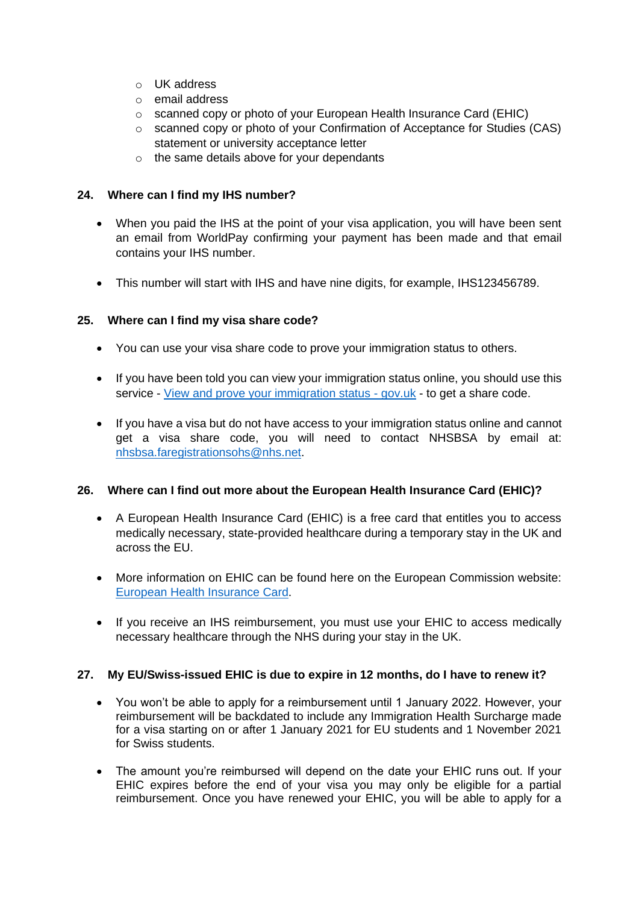- UK address
   - email address
   - scanned copy or photo of your European Health Insurance Card (EHIC)
   - scanned copy or photo of your Confirmation of Acceptance for Studies (CAS) statement or university acceptance letter
   - the same details above for your dependants

**24. Where can I find my IHS number?**

- When you paid the IHS at the point of your visa application, you will have been sent an email from WorldPay confirming your payment has been made and that email contains your IHS number.

- This number will start with IHS and have nine digits, for example, IHS123456789.

**25. Where can I find my visa share code?**

- You can use your visa share code to prove your immigration status to others.

- If you have been told you can view your immigration status online, you should use this service - [View and prove your immigration status - gov.uk]() - to get a share code.

- If you have a visa but do not have access to your immigration status online and cannot get a visa share code, you will need to contact NHSBSA by email at: nhsbsa.faregistrationsohs@nhs.net.

**26. Where can I find out more about the European Health Insurance Card (EHIC)?**

- A European Health Insurance Card (EHIC) is a free card that entitles you to access medically necessary, state-provided healthcare during a temporary stay in the UK and across the EU.

- More information on EHIC can be found here on the European Commission website: [European Health Insurance Card]().

- If you receive an IHS reimbursement, you must use your EHIC to access medically necessary healthcare through the NHS during your stay in the UK.

**27. My EU/Swiss-issued EHIC is due to expire in 12 months, do I have to renew it?**

- You won't be able to apply for a reimbursement until 1 January 2022. However, your reimbursement will be backdated to include any Immigration Health Surcharge made for a visa starting on or after 1 January 2021 for EU students and 1 November 2021 for Swiss students.

- The amount you're reimbursed will depend on the date your EHIC runs out. If your EHIC expires before the end of your visa you may only be eligible for a partial reimbursement. Once you have renewed your EHIC, you will be able to apply for a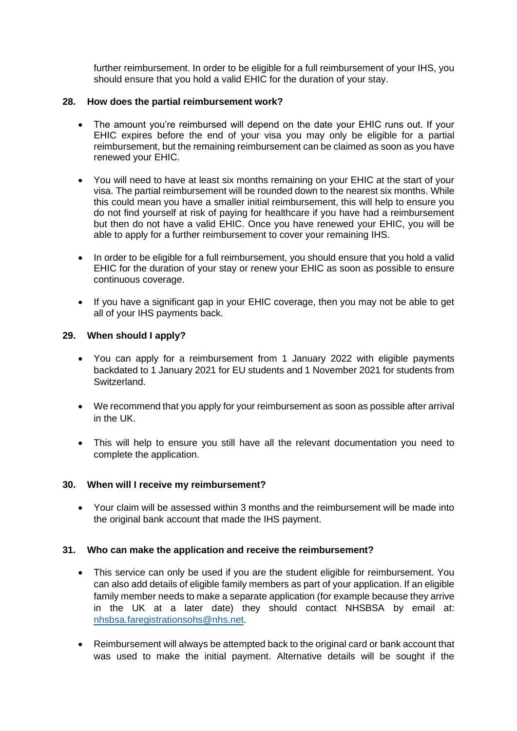further reimbursement. In order to be eligible for a full reimbursement of your IHS, you should ensure that you hold a valid EHIC for the duration of your stay.

**28. How does the partial reimbursement work?**

- The amount you're reimbursed will depend on the date your EHIC runs out. If your EHIC expires before the end of your visa you may only be eligible for a partial reimbursement, but the remaining reimbursement can be claimed as soon as you have renewed your EHIC.

- You will need to have at least six months remaining on your EHIC at the start of your visa. The partial reimbursement will be rounded down to the nearest six months. While this could mean you have a smaller initial reimbursement, this will help to ensure you do not find yourself at risk of paying for healthcare if you have had a reimbursement but then do not have a valid EHIC. Once you have renewed your EHIC, you will be able to apply for a further reimbursement to cover your remaining IHS.

- In order to be eligible for a full reimbursement, you should ensure that you hold a valid EHIC for the duration of your stay or renew your EHIC as soon as possible to ensure continuous coverage.

- If you have a significant gap in your EHIC coverage, then you may not be able to get all of your IHS payments back.

**29. When should I apply?**

- You can apply for a reimbursement from 1 January 2022 with eligible payments backdated to 1 January 2021 for EU students and 1 November 2021 for students from Switzerland.

- We recommend that you apply for your reimbursement as soon as possible after arrival in the UK.

- This will help to ensure you still have all the relevant documentation you need to complete the application.

**30. When will I receive my reimbursement?**

- Your claim will be assessed within 3 months and the reimbursement will be made into the original bank account that made the IHS payment.

**31. Who can make the application and receive the reimbursement?**

- This service can only be used if you are the student eligible for reimbursement. You can also add details of eligible family members as part of your application. If an eligible family member needs to make a separate application (for example because they arrive in the UK at a later date) they should contact NHSBSA by email at: nhsbsa.faregistrationsohs@nhs.net.

- Reimbursement will always be attempted back to the original card or bank account that was used to make the initial payment. Alternative details will be sought if the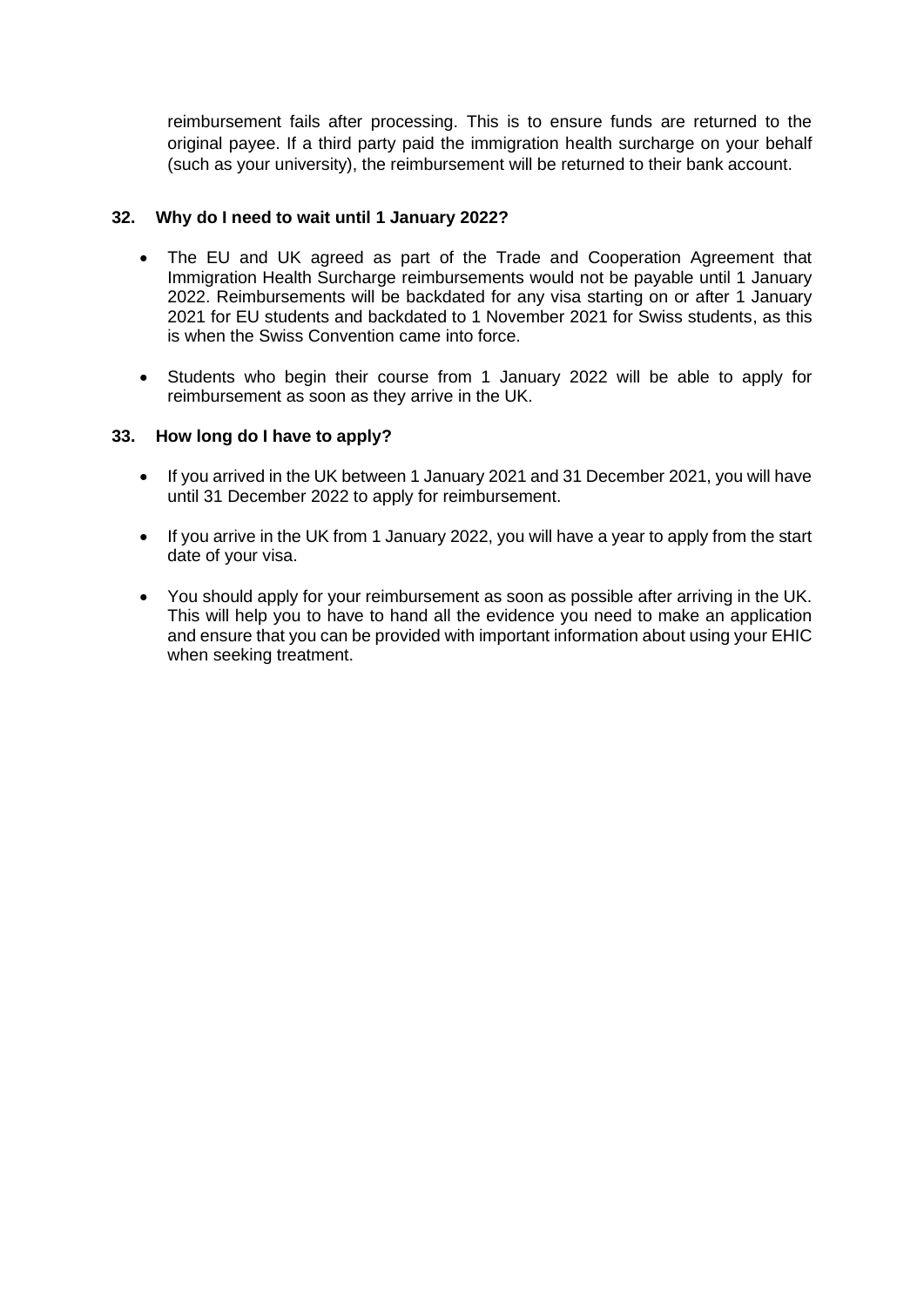reimbursement fails after processing. This is to ensure funds are returned to the original payee. If a third party paid the immigration health surcharge on your behalf (such as your university), the reimbursement will be returned to their bank account.

**32. Why do I need to wait until 1 January 2022?**

- The EU and UK agreed as part of the Trade and Cooperation Agreement that Immigration Health Surcharge reimbursements would not be payable until 1 January 2022. Reimbursements will be backdated for any visa starting on or after 1 January 2021 for EU students and backdated to 1 November 2021 for Swiss students, as this is when the Swiss Convention came into force.

- Students who begin their course from 1 January 2022 will be able to apply for reimbursement as soon as they arrive in the UK.

**33. How long do I have to apply?**

- If you arrived in the UK between 1 January 2021 and 31 December 2021, you will have until 31 December 2022 to apply for reimbursement.

- If you arrive in the UK from 1 January 2022, you will have a year to apply from the start date of your visa.

- You should apply for your reimbursement as soon as possible after arriving in the UK. This will help you to have to hand all the evidence you need to make an application and ensure that you can be provided with important information about using your EHIC when seeking treatment.